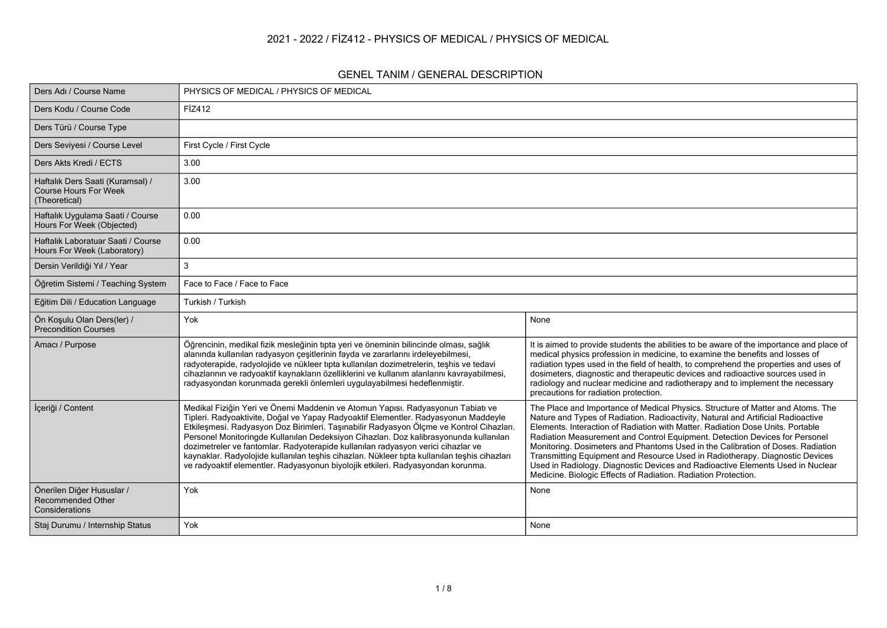# 2021 - 2022 / FİZ412 - PHYSICS OF MEDICAL / PHYSICS OF MEDICAL

## GENEL TANIM / GENERAL DESCRIPTION

| Ders Adı / Course Name | PHYSICS OF MEDICAL / PHYSICS OF MEDICAL | |
|---|---|---|
| Ders Kodu / Course Code | FİZ412 | |
| Ders Türü / Course Type | | |
| Ders Seviyesi / Course Level | First Cycle / First Cycle | |
| Ders Akts Kredi / ECTS | 3.00 | |
| Haftalık Ders Saati (Kuramsal) / Course Hours For Week (Theoretical) | 3.00 | |
| Haftalık Uygulama Saati / Course Hours For Week (Objected) | 0.00 | |
| Haftalık Laboratuar Saati / Course Hours For Week (Laboratory) | 0.00 | |
| Dersin Verildiği Yıl / Year | 3 | |
| Öğretim Sistemi / Teaching System | Face to Face / Face to Face | |
| Eğitim Dili / Education Language | Turkish / Turkish | |
| Ön Koşulu Olan Ders(ler) / Precondition Courses | Yok | None |
| Amacı / Purpose | Öğrencinin, medikal fizik mesleğinin tıpta yeri ve öneminin bilincinde olması, sağlık alanında kullanılan radyasyon çeşitlerinin fayda ve zararlarını irdeleyebilmesi, radyoterapide, radyolojide ve nükleer tıpta kullanılan dozimetrelerin, teşhis ve tedavi cihazlarının ve radyoaktif kaynakların özelliklerini ve kullanım alanlarını kavrayabilmesi, radyasyondan korunmada gerekli önlemleri uygulayabilmesi hedeflenmiştir. | It is aimed to provide students the abilities to be aware of the importance and place of medical physics profession in medicine, to examine the benefits and losses of radiation types used in the field of health, to comprehend the properties and uses of dosimeters, diagnostic and therapeutic devices and radioactive sources used in radiology and nuclear medicine and radiotherapy and to implement the necessary precautions for radiation protection. |
| İçeriği / Content | Medikal Fiziğin Yeri ve Önemi Maddenin ve Atomun Yapısı. Radyasyonun Tabiatı ve Tipleri. Radyoaktivite, Doğal ve Yapay Radyoaktif Elementler. Radyasyonun Maddeyle Etkileşmesi. Radyasyon Doz Birimleri. Taşınabilir Radyasyon Ölçme ve Kontrol Cihazları. Personel Monitoringde Kullanılan Dedeksiyon Cihazları. Doz kalibrasyonunda kullanılan dozimetreler ve fantomlar. Radyoterapide kullanılan radyasyon verici cihazlar ve kaynaklar. Radyolojide kullanılan teşhis cihazları. Nükleer tıpta kullanılan teşhis cihazları ve radyoaktif elementler. Radyasyonun biyolojik etkileri. Radyasyondan korunma. | The Place and Importance of Medical Physics. Structure of Matter and Atoms. The Nature and Types of Radiation. Radioactivity, Natural and Artificial Radioactive Elements. Interaction of Radiation with Matter. Radiation Dose Units. Portable Radiation Measurement and Control Equipment. Detection Devices for Personel Monitoring. Dosimeters and Phantoms Used in the Calibration of Doses. Radiation Transmitting Equipment and Resource Used in Radiotherapy. Diagnostic Devices Used in Radiology. Diagnostic Devices and Radioactive Elements Used in Nuclear Medicine. Biologic Effects of Radiation. Radiation Protection. |
| Önerilen Diğer Hususlar / Recommended Other Considerations | Yok | None |
| Staj Durumu / Internship Status | Yok | None |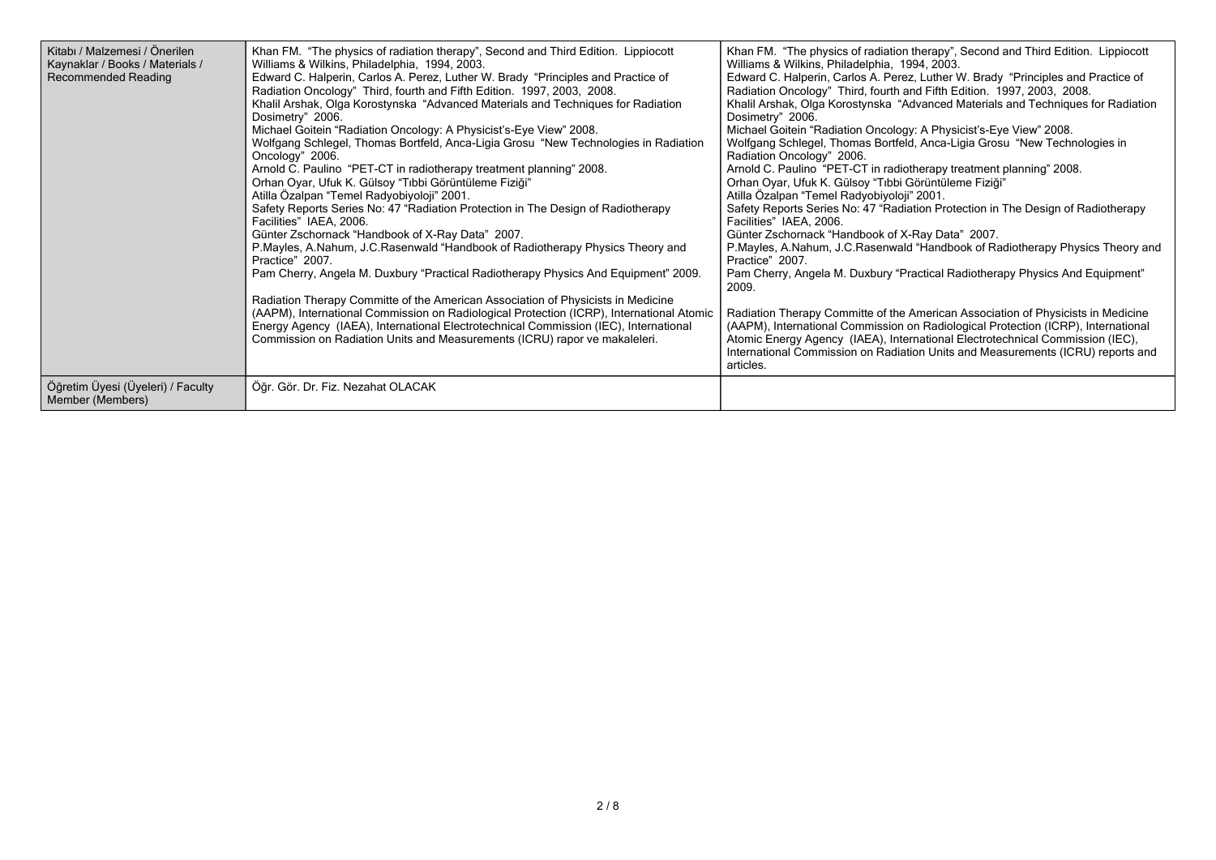| Kitabı / Malzemesi / Önerilen Kaynaklar / Books / Materials / Recommended Reading | Khan FM. "The physics of radiation therapy", Second and Third Edition. Lippiocott Williams & Wilkins, Philadelphia, 1994, 2003.<br>Edward C. Halperin, Carlos A. Perez, Luther W. Brady "Principles and Practice of Radiation Oncology" Third, fourth and Fifth Edition. 1997, 2003, 2008.<br>Khalil Arshak, Olga Korostynska "Advanced Materials and Techniques for Radiation Dosimetry" 2006.<br>Michael Goitein "Radiation Oncology: A Physicist's-Eye View" 2008.<br>Wolfgang Schlegel, Thomas Bortfeld, Anca-Ligia Grosu "New Technologies in Radiation Oncology" 2006.<br>Arnold C. Paulino "PET-CT in radiotherapy treatment planning" 2008.<br>Orhan Oyar, Ufuk K. Gülsoy "Tıbbi Görüntüleme Fiziği"<br>Atilla Özalpan "Temel Radyobiyoloji" 2001.<br>Safety Reports Series No: 47 "Radiation Protection in The Design of Radiotherapy Facilities" IAEA, 2006.<br>Günter Zschornack "Handbook of X-Ray Data" 2007.<br>P.Mayles, A.Nahum, J.C.Rasenwald "Handbook of Radiotherapy Physics Theory and Practice" 2007.<br>Pam Cherry, Angela M. Duxbury "Practical Radiotherapy Physics And Equipment" 2009.<br><br>Radiation Therapy Committe of the American Association of Physicists in Medicine (AAPM), International Commission on Radiological Protection (ICRP), International Atomic Energy Agency (IAEA), International Electrotechnical Commission (IEC), International Commission on Radiation Units and Measurements (ICRU) rapor ve makaleleri. | Khan FM. "The physics of radiation therapy", Second and Third Edition. Lippiocott Williams & Wilkins, Philadelphia, 1994, 2003.<br>Edward C. Halperin, Carlos A. Perez, Luther W. Brady "Principles and Practice of Radiation Oncology" Third, fourth and Fifth Edition. 1997, 2003, 2008.<br>Khalil Arshak, Olga Korostynska "Advanced Materials and Techniques for Radiation Dosimetry" 2006.<br>Michael Goitein "Radiation Oncology: A Physicist's-Eye View" 2008.<br>Wolfgang Schlegel, Thomas Bortfeld, Anca-Ligia Grosu "New Technologies in Radiation Oncology" 2006.<br>Arnold C. Paulino "PET-CT in radiotherapy treatment planning" 2008.<br>Orhan Oyar, Ufuk K. Gülsoy "Tıbbi Görüntüleme Fiziği"<br>Atilla Özalpan "Temel Radyobiyoloji" 2001.<br>Safety Reports Series No: 47 "Radiation Protection in The Design of Radiotherapy Facilities" IAEA, 2006.<br>Günter Zschornack "Handbook of X-Ray Data" 2007.<br>P.Mayles, A.Nahum, J.C.Rasenwald "Handbook of Radiotherapy Physics Theory and Practice" 2007.<br>Pam Cherry, Angela M. Duxbury "Practical Radiotherapy Physics And Equipment" 2009.<br><br>Radiation Therapy Committe of the American Association of Physicists in Medicine (AAPM), International Commission on Radiological Protection (ICRP), International Atomic Energy Agency (IAEA), International Electrotechnical Commission (IEC), International Commission on Radiation Units and Measurements (ICRU) reports and articles. |
|---|---|---|
| Öğretim Üyesi (Üyeleri) / Faculty Member (Members) | Öğr. Gör. Dr. Fiz. Nezahat OLACAK | |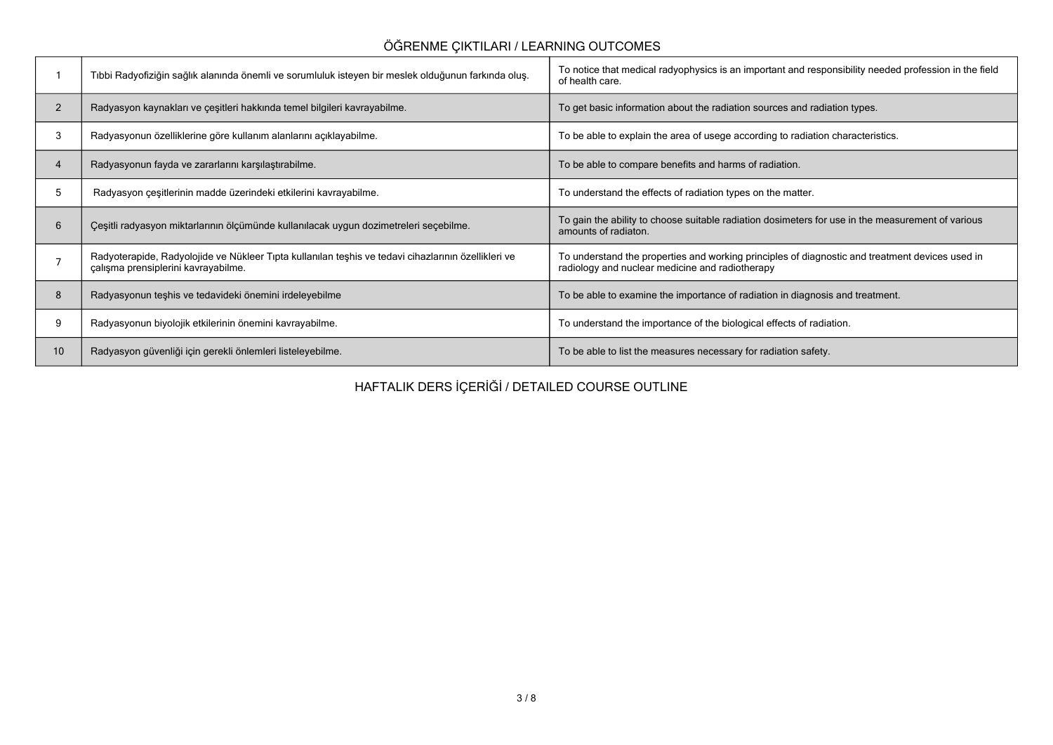## ÖĞRENME ÇIKTILARI / LEARNING OUTCOMES

| | | |
|---|---|---|
| 1 | Tıbbi Radyofiziğin sağlık alanında önemli ve sorumluluk isteyen bir meslek olduğunun farkında oluş. | To notice that medical radyophysics is an important and responsibility needed profession in the field of health care. |
| 2 | Radyasyon kaynakları ve çeşitleri hakkında temel bilgileri kavrayabilme. | To get basic information about the radiation sources and radiation types. |
| 3 | Radyasyonun özelliklerine göre kullanım alanlarını açıklayabilme. | To be able to explain the area of usege according to radiation characteristics. |
| 4 | Radyasyonun fayda ve zararlarını karşılaştırabilme. | To be able to compare benefits and harms of radiation. |
| 5 | Radyasyon çeşitlerinin madde üzerindeki etkilerini kavrayabilme. | To understand the effects of radiation types on the matter. |
| 6 | Çeşitli radyasyon miktarlarının ölçümünde kullanılacak uygun dozimetreleri seçebilme. | To gain the ability to choose suitable radiation dosimeters for use in the measurement of various amounts of radiaton. |
| 7 | Radyoterapide, Radyolojide ve Nükleer Tıpta kullanılan teşhis ve tedavi cihazlarının özellikleri ve çalışma prensiplerini kavrayabilme. | To understand the properties and working principles of diagnostic and treatment devices used in radiology and nuclear medicine and radiotherapy |
| 8 | Radyasyonun teşhis ve tedavideki önemini irdeleyebilme | To be able to examine the importance of radiation in diagnosis and treatment. |
| 9 | Radyasyonun biyolojik etkilerinin önemini kavrayabilme. | To understand the importance of the biological effects of radiation. |
| 10 | Radyasyon güvenliği için gerekli önlemleri listeleyebilme. | To be able to list the measures necessary for radiation safety. |

## HAFTALIK DERS İÇERİĞİ / DETAILED COURSE OUTLINE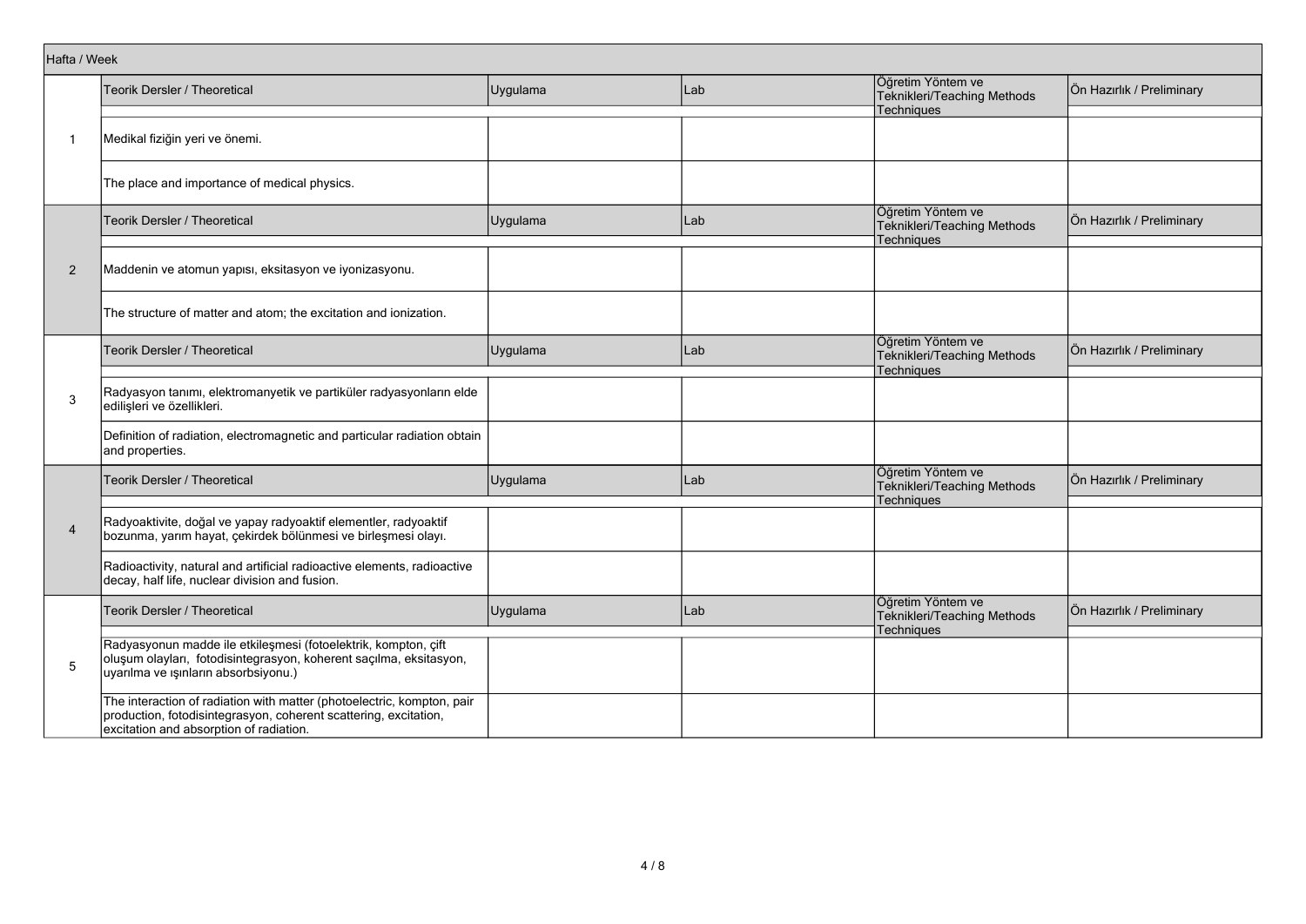| Hafta / Week | | | | | |
|---|---|---|---|---|---|
| | Teorik Dersler / Theoretical | Uygulama | Lab | Öğretim Yöntem ve Teknikleri/Teaching Methods Techniques | Ön Hazırlık / Preliminary |
| 1 | Medikal fiziğin yeri ve önemi. | | | | |
| | The place and importance of medical physics. | | | | |
| | Teorik Dersler / Theoretical | Uygulama | Lab | Öğretim Yöntem ve Teknikleri/Teaching Methods Techniques | Ön Hazırlık / Preliminary |
| 2 | Maddenin ve atomun yapısı, eksitasyon ve iyonizasyonu. | | | | |
| | The structure of matter and atom; the excitation and ionization. | | | | |
| | Teorik Dersler / Theoretical | Uygulama | Lab | Öğretim Yöntem ve Teknikleri/Teaching Methods Techniques | Ön Hazırlık / Preliminary |
| 3 | Radyasyon tanımı, elektromanyetik ve partiküler radyasyonların elde edilişleri ve özellikleri. | | | | |
| | Definition of radiation, electromagnetic and particular radiation obtain and properties. | | | | |
| | Teorik Dersler / Theoretical | Uygulama | Lab | Öğretim Yöntem ve Teknikleri/Teaching Methods Techniques | Ön Hazırlık / Preliminary |
| 4 | Radyoaktivite, doğal ve yapay radyoaktif elementler, radyoaktif bozunma, yarım hayat, çekirdek bölünmesi ve birleşmesi olayı. | | | | |
| | Radioactivity, natural and artificial radioactive elements, radioactive decay, half life, nuclear division and fusion. | | | | |
| | Teorik Dersler / Theoretical | Uygulama | Lab | Öğretim Yöntem ve Teknikleri/Teaching Methods Techniques | Ön Hazırlık / Preliminary |
| 5 | Radyasyonun madde ile etkileşmesi (fotoelektrik, kompton, çift oluşum olayları, fotodisintegrasyon, koherent saçılma, eksitasyon, uyarılma ve ışınların absorbsiyonu.) | | | | |
| | The interaction of radiation with matter (photoelectric, kompton, pair production, fotodisintegrasyon, coherent scattering, excitation, excitation and absorption of radiation. | | | | |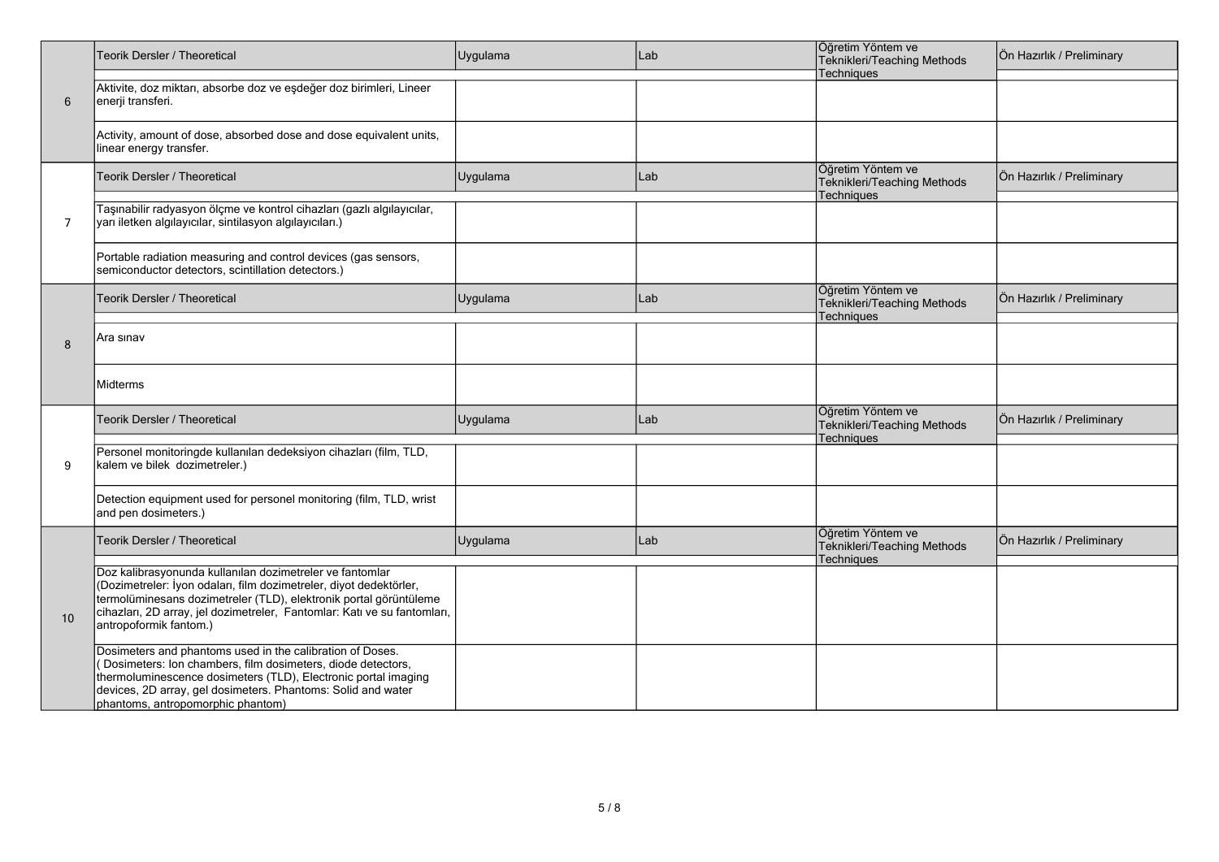| | Teorik Dersler / Theoretical | Uygulama | Lab | Öğretim Yöntem ve Teknikleri/Teaching Methods Techniques | Ön Hazırlık / Preliminary |
|---|---|---|---|---|---|
| 6 | Aktivite, doz miktarı, absorbe doz ve eşdeğer doz birimleri, Lineer enerji transferi. | | | | |
| | Activity, amount of dose, absorbed dose and dose equivalent units, linear energy transfer. | | | | |
| | Teorik Dersler / Theoretical | Uygulama | Lab | Öğretim Yöntem ve Teknikleri/Teaching Methods Techniques | Ön Hazırlık / Preliminary |
| 7 | Taşınabilir radyasyon ölçme ve kontrol cihazları (gazlı algılayıcılar, yarı iletken algılayıcılar, sintilasyon algılayıcıları.) | | | | |
| | Portable radiation measuring and control devices (gas sensors, semiconductor detectors, scintillation detectors.) | | | | |
| | Teorik Dersler / Theoretical | Uygulama | Lab | Öğretim Yöntem ve Teknikleri/Teaching Methods Techniques | Ön Hazırlık / Preliminary |
| 8 | Ara sınav | | | | |
| | Midterms | | | | |
| | Teorik Dersler / Theoretical | Uygulama | Lab | Öğretim Yöntem ve Teknikleri/Teaching Methods Techniques | Ön Hazırlık / Preliminary |
| 9 | Personel monitoringde kullanılan dedeksiyon cihazları (film, TLD, kalem ve bilek dozimetreler.) | | | | |
| | Detection equipment used for personel monitoring (film, TLD, wrist and pen dosimeters.) | | | | |
| | Teorik Dersler / Theoretical | Uygulama | Lab | Öğretim Yöntem ve Teknikleri/Teaching Methods Techniques | Ön Hazırlık / Preliminary |
| 10 | Doz kalibrasyonunda kullanılan dozimetreler ve fantomlar (Dozimetreler: İyon odaları, film dozimetreler, diyot dedektörler, termolüminesans dozimetreler (TLD), elektronik portal görüntüleme cihazları, 2D array, jel dozimetreler, Fantomlar: Katı ve su fantomları, antropoformik fantom.) | | | | |
| | Dosimeters and phantoms used in the calibration of Doses. ( Dosimeters: Ion chambers, film dosimeters, diode detectors, thermoluminescence dosimeters (TLD), Electronic portal imaging devices, 2D array, gel dosimeters. Phantoms: Solid and water phantoms, antropomorphic phantom) | | | | |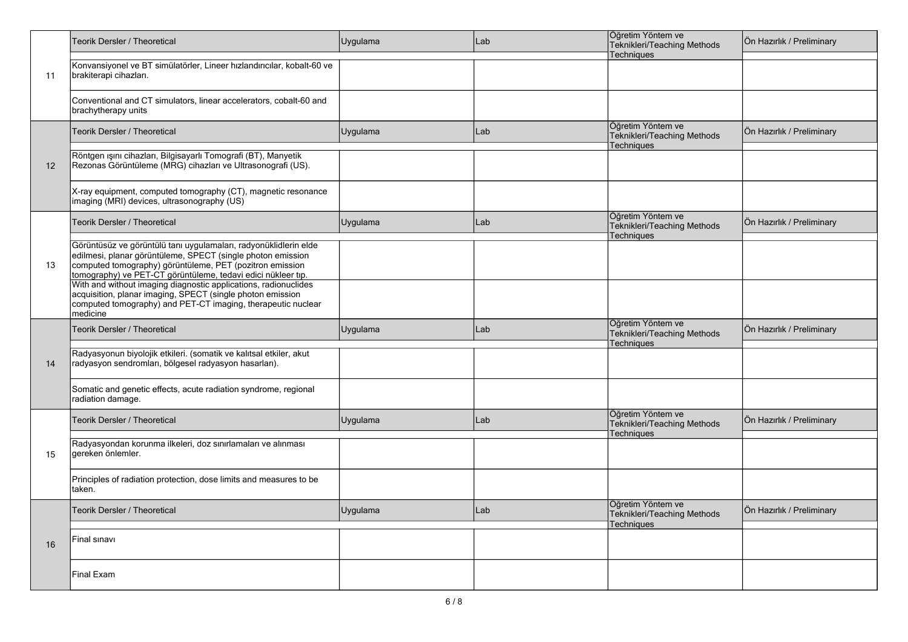| | Teorik Dersler / Theoretical | Uygulama | Lab | Öğretim Yöntem ve Teknikleri/Teaching Methods Techniques | Ön Hazırlık / Preliminary |
|---|---|---|---|---|---|
| 11 | Konvansiyonel ve BT simülatörler, Lineer hızlandırıcılar, kobalt-60 ve brakiterapi cihazları. | | | | |
| | Conventional and CT simulators, linear accelerators, cobalt-60 and brachytherapy units | | | | |
| | Teorik Dersler / Theoretical | Uygulama | Lab | Öğretim Yöntem ve Teknikleri/Teaching Methods Techniques | Ön Hazırlık / Preliminary |
| 12 | Röntgen ışını cihazları, Bilgisayarlı Tomografi (BT), Manyetik Rezonas Görüntüleme (MRG) cihazları ve Ultrasonografi (US). | | | | |
| | X-ray equipment, computed tomography (CT), magnetic resonance imaging (MRI) devices, ultrasonography (US) | | | | |
| | Teorik Dersler / Theoretical | Uygulama | Lab | Öğretim Yöntem ve Teknikleri/Teaching Methods Techniques | Ön Hazırlık / Preliminary |
| 13 | Görüntüsüz ve görüntülü tanı uygulamaları, radyonüklidlerin elde edilmesi, planar görüntüleme, SPECT (single photon emission computed tomography) görüntüleme, PET (pozitron emission tomography) ve PET-CT görüntüleme, tedavi edici nükleer tıp. | | | | |
| | With and without imaging diagnostic applications, radionuclides acquisition, planar imaging, SPECT (single photon emission computed tomography) and PET-CT imaging, therapeutic nuclear medicine | | | | |
| | Teorik Dersler / Theoretical | Uygulama | Lab | Öğretim Yöntem ve Teknikleri/Teaching Methods Techniques | Ön Hazırlık / Preliminary |
| 14 | Radyasyonun biyolojik etkileri. (somatik ve kalıtsal etkiler, akut radyasyon sendromları, bölgesel radyasyon hasarları). | | | | |
| | Somatic and genetic effects, acute radiation syndrome, regional radiation damage. | | | | |
| | Teorik Dersler / Theoretical | Uygulama | Lab | Öğretim Yöntem ve Teknikleri/Teaching Methods Techniques | Ön Hazırlık / Preliminary |
| 15 | Radyasyondan korunma ilkeleri, doz sınırlamaları ve alınması gereken önlemler. | | | | |
| | Principles of radiation protection, dose limits and measures to be taken. | | | | |
| | Teorik Dersler / Theoretical | Uygulama | Lab | Öğretim Yöntem ve Teknikleri/Teaching Methods Techniques | Ön Hazırlık / Preliminary |
| 16 | Final sınavı | | | | |
| | Final Exam | | | | |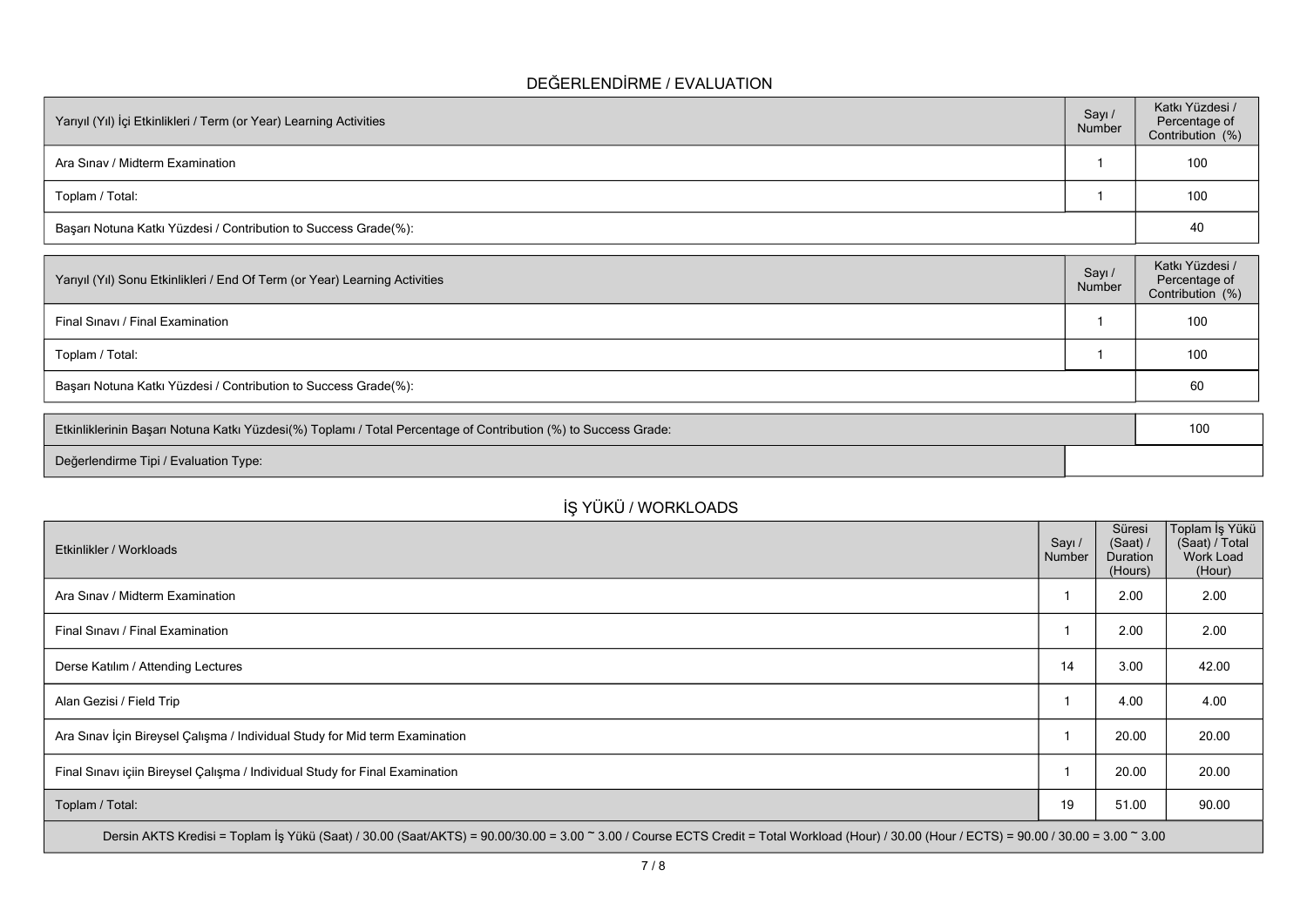## DEĞERLENDİRME / EVALUATION

| Yarıyıl (Yıl) İçi Etkinlikleri / Term (or Year) Learning Activities | Sayı / Number | Katkı Yüzdesi / Percentage of Contribution (%) |
|---|---|---|
| Ara Sınav / Midterm Examination | 1 | 100 |
| Toplam / Total: | 1 | 100 |
| Başarı Notuna Katkı Yüzdesi / Contribution to Success Grade(%): | | 40 |

| Yarıyıl (Yıl) Sonu Etkinlikleri / End Of Term (or Year) Learning Activities | Sayı / Number | Katkı Yüzdesi / Percentage of Contribution (%) |
|---|---|---|
| Final Sınavı / Final Examination | 1 | 100 |
| Toplam / Total: | 1 | 100 |
| Başarı Notuna Katkı Yüzdesi / Contribution to Success Grade(%): | | 60 |

| | |
|---|---|
| Etkinliklerinin Başarı Notuna Katkı Yüzdesi(%) Toplamı / Total Percentage of Contribution (%) to Success Grade: | 100 |
| Değerlendirme Tipi / Evaluation Type: | |

## İŞ YÜKÜ / WORKLOADS

| Etkinlikler / Workloads | Sayı / Number | Süresi (Saat) / Duration (Hours) | Toplam İş Yükü (Saat) / Total Work Load (Hour) |
|---|---|---|---|
| Ara Sınav / Midterm Examination | 1 | 2.00 | 2.00 |
| Final Sınavı / Final Examination | 1 | 2.00 | 2.00 |
| Derse Katılım / Attending Lectures | 14 | 3.00 | 42.00 |
| Alan Gezisi / Field Trip | 1 | 4.00 | 4.00 |
| Ara Sınav İçin Bireysel Çalışma / Individual Study for Mid term Examination | 1 | 20.00 | 20.00 |
| Final Sınavı içiin Bireysel Çalışma / Individual Study for Final Examination | 1 | 20.00 | 20.00 |
| Toplam / Total: | 19 | 51.00 | 90.00 |

Dersin AKTS Kredisi = Toplam İş Yükü (Saat) / 30.00 (Saat/AKTS) = 90.00/30.00 = 3.00 ~ 3.00 / Course ECTS Credit = Total Workload (Hour) / 30.00 (Hour / ECTS) = 90.00 / 30.00 = 3.00 ~ 3.00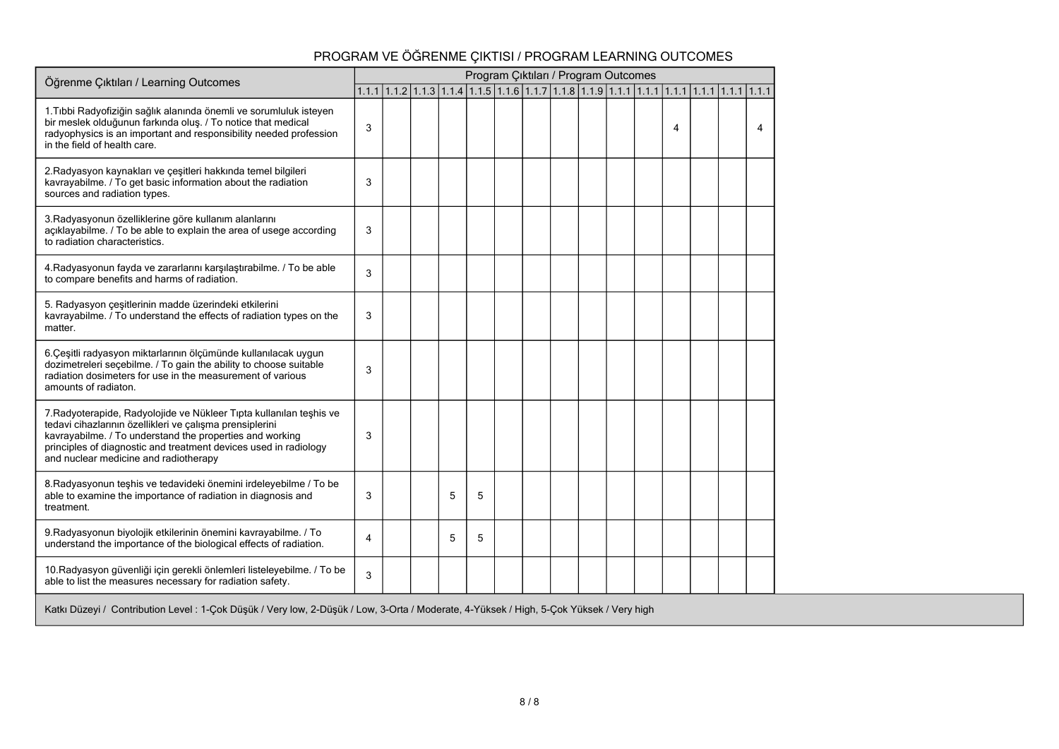## PROGRAM VE ÖĞRENME ÇIKTISI / PROGRAM LEARNING OUTCOMES

| Öğrenme Çıktıları / Learning Outcomes | Program Çıktıları / Program Outcomes | | | | | | | | | | | | | | |
|---|---|---|---|---|---|---|---|---|---|---|---|---|---|---|---|
| | 1.1.1 | 1.1.2 | 1.1.3 | 1.1.4 | 1.1.5 | 1.1.6 | 1.1.7 | 1.1.8 | 1.1.9 | 1.1.1 | 1.1.1 | 1.1.1 | 1.1.1 | 1.1.1 | 1.1.1 |
| 1.Tıbbi Radyofiziğin sağlık alanında önemli ve sorumluluk isteyen bir meslek olduğunun farkında oluş. / To notice that medical radyophysics is an important and responsibility needed profession in the field of health care. | 3 | | | | | | | | | | | 4 | | | 4 |
| 2.Radyasyon kaynakları ve çeşitleri hakkında temel bilgileri kavrayabilme. / To get basic information about the radiation sources and radiation types. | 3 | | | | | | | | | | | | | | |
| 3.Radyasyonun özelliklerine göre kullanım alanlarını açıklayabilme. / To be able to explain the area of usege according to radiation characteristics. | 3 | | | | | | | | | | | | | | |
| 4.Radyasyonun fayda ve zararlarını karşılaştırabilme. / To be able to compare benefits and harms of radiation. | 3 | | | | | | | | | | | | | | |
| 5. Radyasyon çeşitlerinin madde üzerindeki etkilerini kavrayabilme. / To understand the effects of radiation types on the matter. | 3 | | | | | | | | | | | | | | |
| 6.Çeşitli radyasyon miktarlarının ölçümünde kullanılacak uygun dozimetreleri seçebilme. / To gain the ability to choose suitable radiation dosimeters for use in the measurement of various amounts of radiaton. | 3 | | | | | | | | | | | | | | |
| 7.Radyoterapide, Radyolojide ve Nükleer Tıpta kullanılan teşhis ve tedavi cihazlarının özellikleri ve çalışma prensiplerini kavrayabilme. / To understand the properties and working principles of diagnostic and treatment devices used in radiology and nuclear medicine and radiotherapy | 3 | | | | | | | | | | | | | | |
| 8.Radyasyonun teşhis ve tedavideki önemini irdeleyebilme / To be able to examine the importance of radiation in diagnosis and treatment. | 3 | | | 5 | 5 | | | | | | | | | | |
| 9.Radyasyonun biyolojik etkilerinin önemini kavrayabilme. / To understand the importance of the biological effects of radiation. | 4 | | | 5 | 5 | | | | | | | | | | |
| 10.Radyasyon güvenliği için gerekli önlemleri listeleyebilme. / To be able to list the measures necessary for radiation safety. | 3 | | | | | | | | | | | | | | |

Katkı Düzeyi / Contribution Level : 1-Çok Düşük / Very low, 2-Düşük / Low, 3-Orta / Moderate, 4-Yüksek / High, 5-Çok Yüksek / Very high